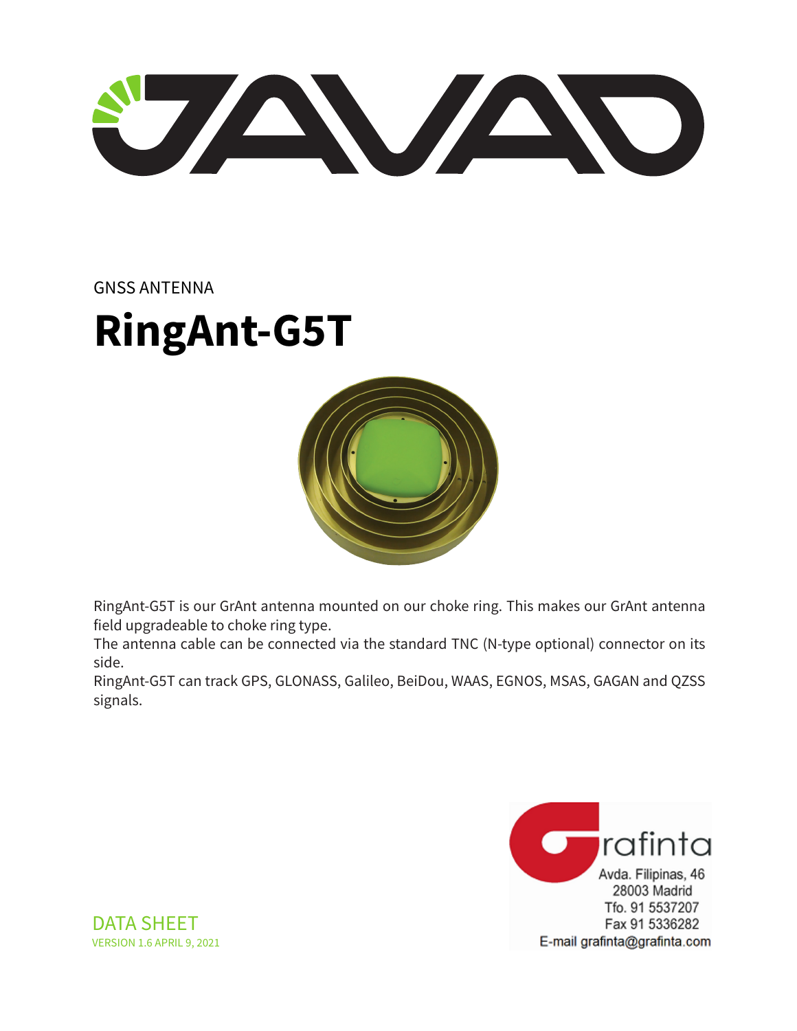GNSS ANTENNA

# RingAnt-G5T

RingAnt-G5T is our GrAnt antenna mounted on our choke ring. This makes our GrAnt antenna field upgradeable to choke ring type.

The antenna cable can be connected via the standard TNC (N-type optional) connector on its side.

RingAnt-G5T can track GPS, GLONASS, Galileo, BeiDou, WAAS, EGNOS, MSAS, GAGAN and QZSS signals.

rafinta
Avda. Filipinas, 46
28003 Madrid
Tfo. 91 5537207
Fax 91 5336282
E-mail grafinta@grafinta.com

DATA SHEET

VERSION 1.6 APRIL 9, 2021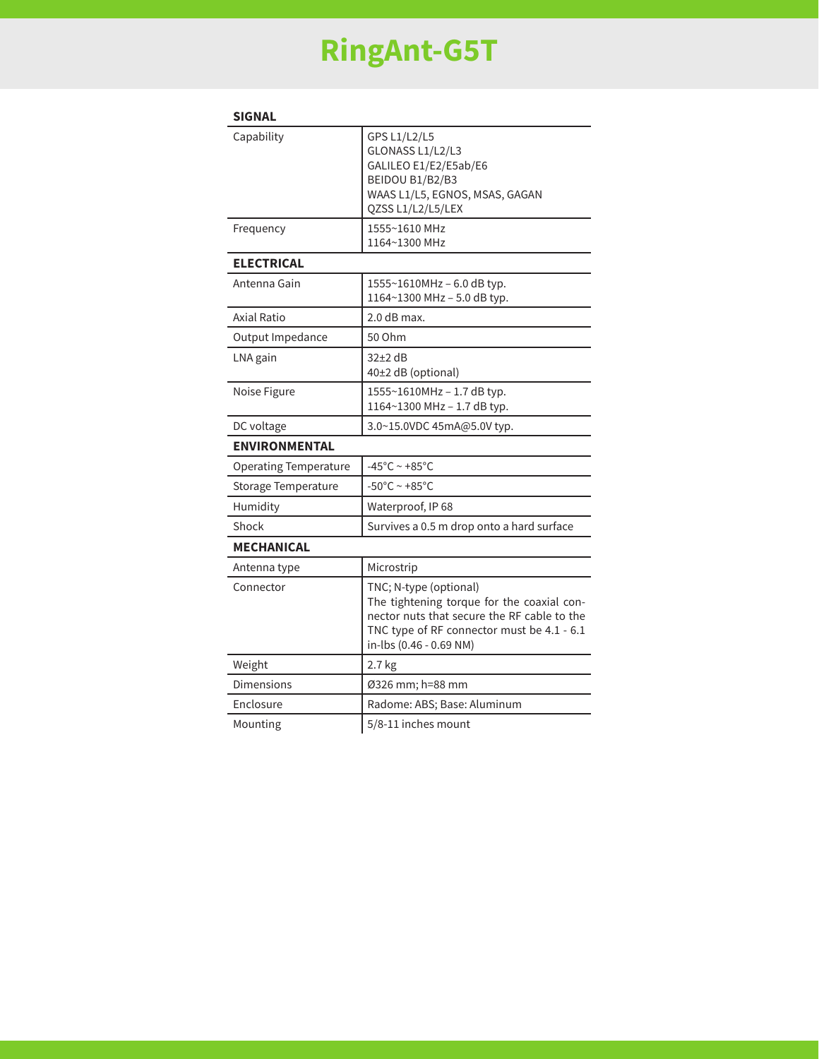# RingAnt-G5T

| SIGNAL | |
|---|---|
| Capability | GPS L1/L2/L5<br>GLONASS L1/L2/L3<br>GALILEO E1/E2/E5ab/E6<br>BEIDOU B1/B2/B3<br>WAAS L1/L5, EGNOS, MSAS, GAGAN<br>QZSS L1/L2/L5/LEX |
| Frequency | 1555~1610 MHz<br>1164~1300 MHz |
| **ELECTRICAL** | |
| Antenna Gain | 1555~1610MHz – 6.0 dB typ.<br>1164~1300 MHz – 5.0 dB typ. |
| Axial Ratio | 2.0 dB max. |
| Output Impedance | 50 Ohm |
| LNA gain | 32±2 dB<br>40±2 dB (optional) |
| Noise Figure | 1555~1610MHz – 1.7 dB typ.<br>1164~1300 MHz – 1.7 dB typ. |
| DC voltage | 3.0~15.0VDC 45mA@5.0V typ. |
| **ENVIRONMENTAL** | |
| Operating Temperature | -45°C ~ +85°C |
| Storage Temperature | -50°C ~ +85°C |
| Humidity | Waterproof, IP 68 |
| Shock | Survives a 0.5 m drop onto a hard surface |
| **MECHANICAL** | |
| Antenna type | Microstrip |
| Connector | TNC; N-type (optional)<br>The tightening torque for the coaxial connector nuts that secure the RF cable to the TNC type of RF connector must be 4.1 - 6.1 in-lbs (0.46 - 0.69 NM) |
| Weight | 2.7 kg |
| Dimensions | Ø326 mm; h=88 mm |
| Enclosure | Radome: ABS; Base: Aluminum |
| Mounting | 5/8-11 inches mount |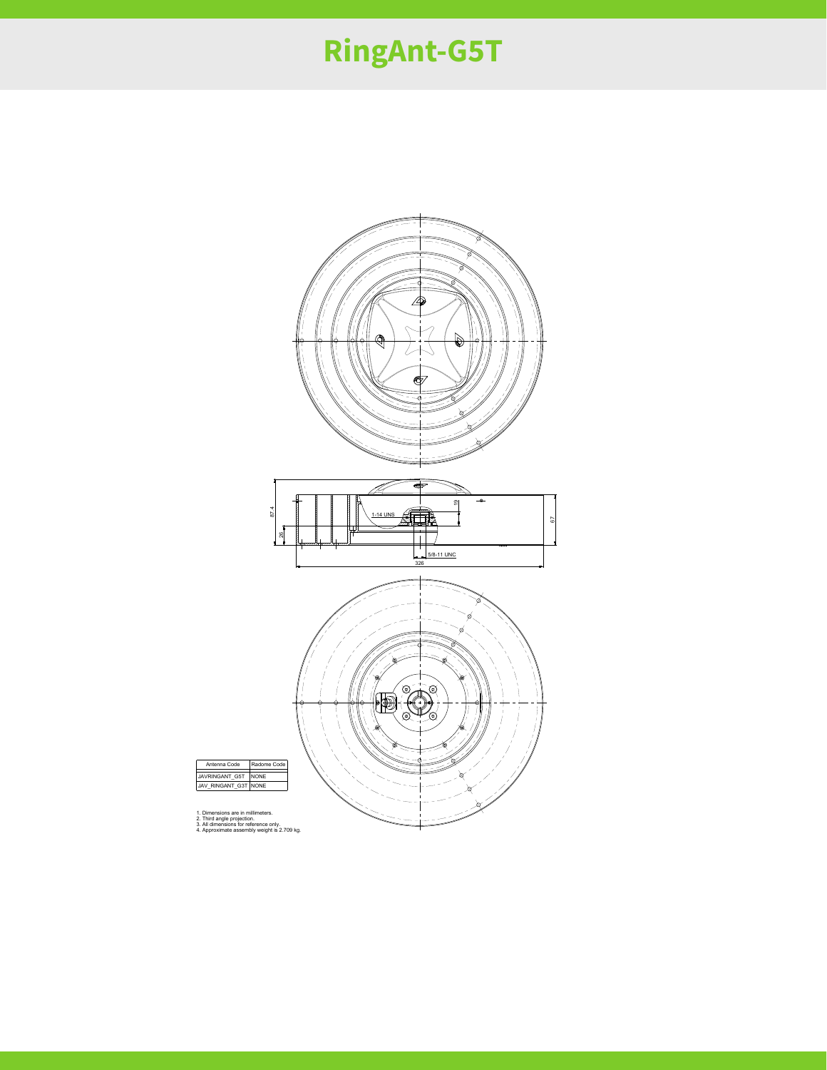# RingAnt-G5T

87.4

26

1-14 UNS

19

67

5/8-11 UNC

326

| Antenna Code | Radome Code |
| --- | --- |
| JAVRINGANT_G5T | NONE |
| JAV_RINGANT_G3T | NONE |

1. Dimensions are in millimeters.
2. Third angle projection.
3. All dimensions for reference only.
4. Approximate assembly weight is 2.709 kg.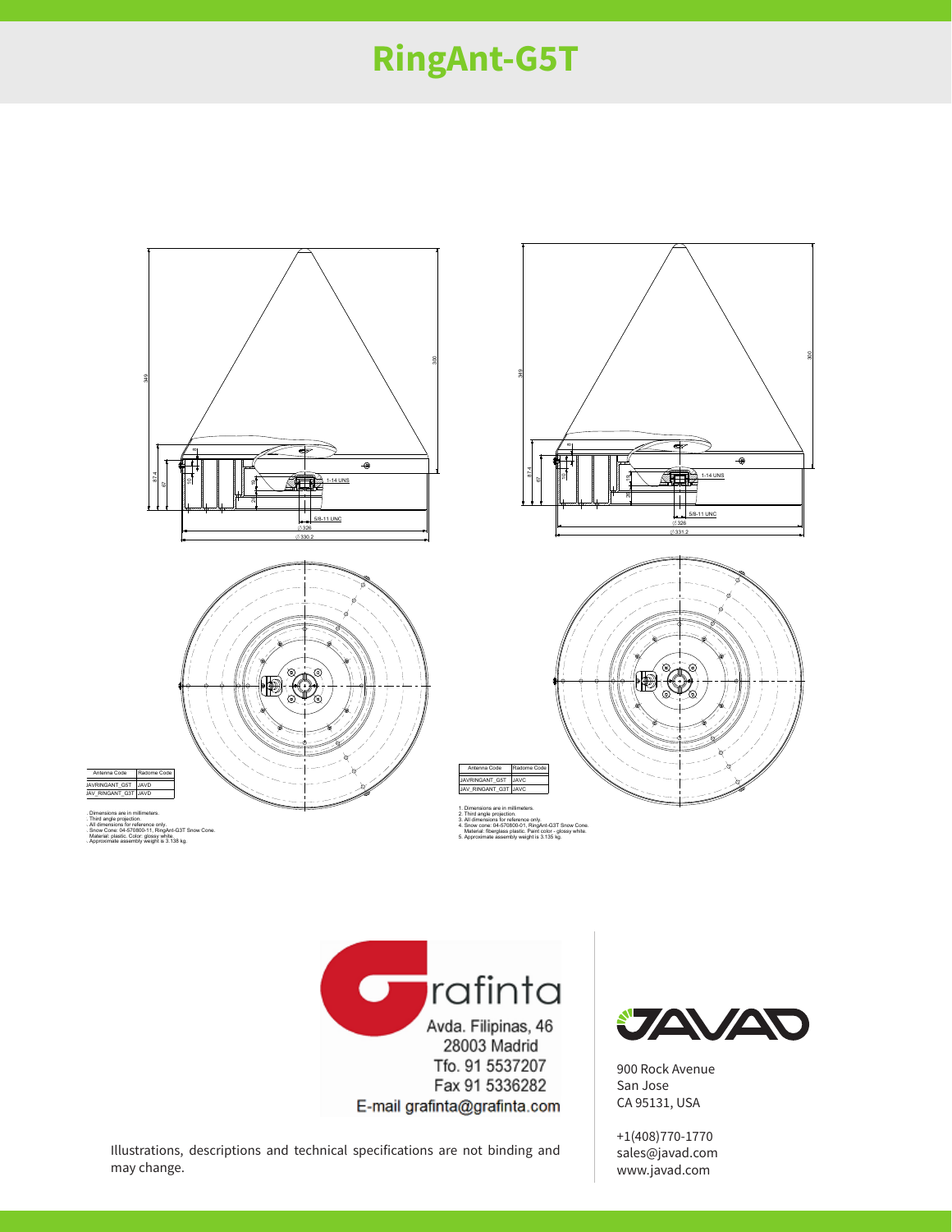# RingAnt-G5T

349

300

87.4

67

1-14 UNS

5/8-11 UNC

∅326

∅330.2

| Antenna Code | Radome Code |
| --- | --- |
| JAVRINGANT_G5T | JAVD |
| JAV_RINGANT_G3T | JAVD |

. Dimensions are in millimeters.
. Third angle projection.
. All dimensions for reference only.
. Snow Cone: 04-570800-11, RingAnt-G3T Snow Cone.
  Material: plastic. Color: glossy white.
. Approximate assembly weight is 3.138 kg.

349

300

87.4

67

1-14 UNS

5/8-11 UNC

∅326

∅331.2

| Antenna Code | Radome Code |
| --- | --- |
| JAVRINGANT_G5T | JAVC |
| JAV_RINGANT_G3T | JAVC |

1. Dimensions are in millimeters.
2. Third angle projection.
3. All dimensions for reference only.
4. Snow cone: 04-570800-01, RingAnt-G3T Snow Cone.
   Material: fiberglass plastic. Paint color - glossy white.
5. Approximate assembly weight is 3.135 kg.

Grafinta
Avda. Filipinas, 46
28003 Madrid
Tfo. 91 5537207
Fax 91 5336282
E-mail grafinta@grafinta.com

Illustrations, descriptions and technical specifications are not binding and may change.

JAVAD

900 Rock Avenue
San Jose
CA 95131, USA

+1(408)770-1770
sales@javad.com
www.javad.com